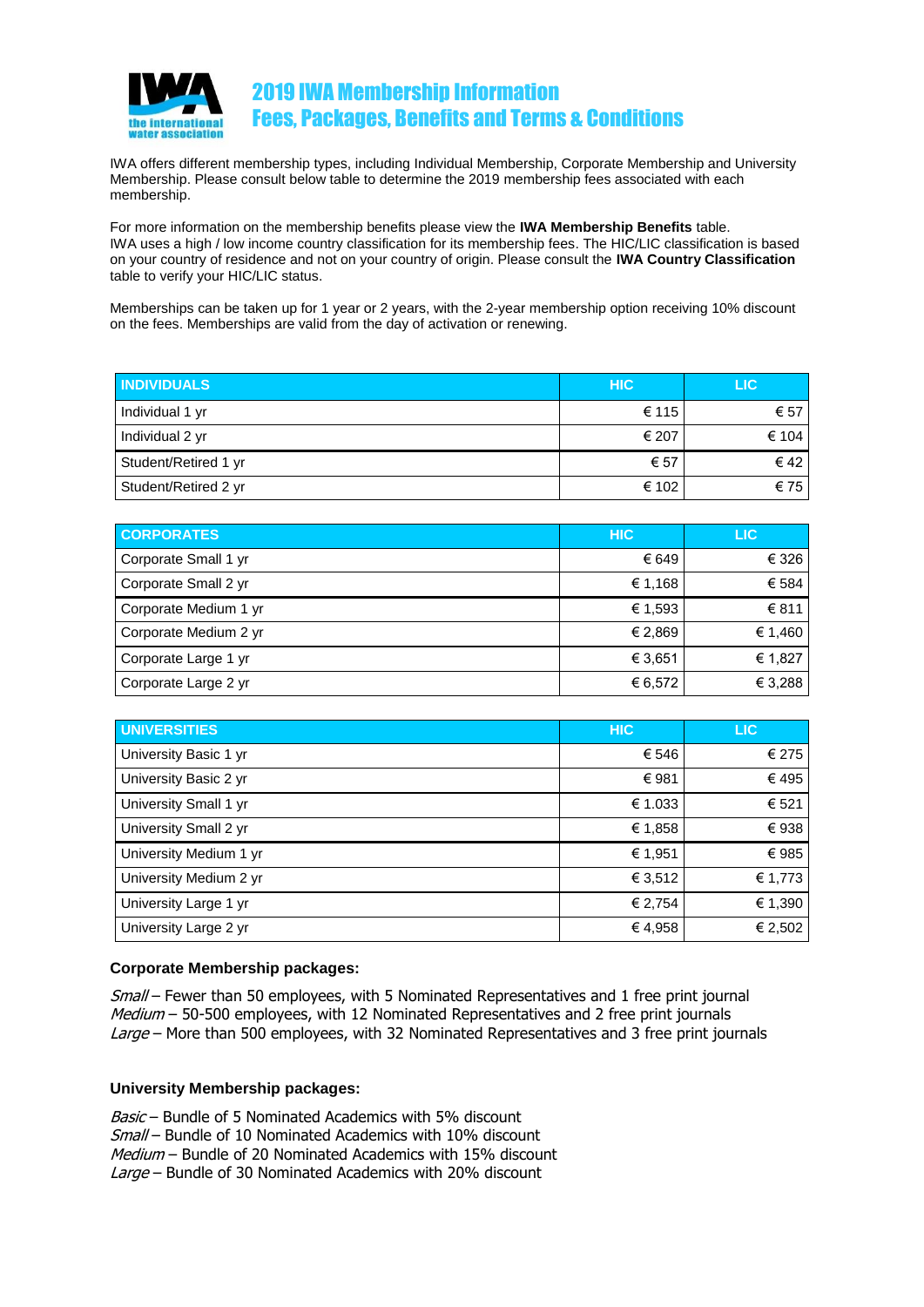# 2019 IWA Membership Information
# Fees, Packages, Benefits and Terms & Conditions

IWA offers different membership types, including Individual Membership, Corporate Membership and University Membership. Please consult below table to determine the 2019 membership fees associated with each membership.

For more information on the membership benefits please view the **IWA Membership Benefits** table.
IWA uses a high / low income country classification for its membership fees. The HIC/LIC classification is based on your country of residence and not on your country of origin. Please consult the **IWA Country Classification** table to verify your HIC/LIC status.

Memberships can be taken up for 1 year or 2 years, with the 2-year membership option receiving 10% discount on the fees. Memberships are valid from the day of activation or renewing.

| INDIVIDUALS | HIC | LIC |
|---|---|---|
| Individual 1 yr | € 115 | € 57 |
| Individual 2 yr | € 207 | € 104 |
| Student/Retired 1 yr | € 57 | € 42 |
| Student/Retired 2 yr | € 102 | € 75 |

| CORPORATES | HIC | LIC |
|---|---|---|
| Corporate Small 1 yr | € 649 | € 326 |
| Corporate Small 2 yr | € 1,168 | € 584 |
| Corporate Medium 1 yr | € 1,593 | € 811 |
| Corporate Medium 2 yr | € 2,869 | € 1,460 |
| Corporate Large 1 yr | € 3,651 | € 1,827 |
| Corporate Large 2 yr | € 6,572 | € 3,288 |

| UNIVERSITIES | HIC | LIC |
|---|---|---|
| University Basic 1 yr | € 546 | € 275 |
| University Basic 2 yr | € 981 | € 495 |
| University Small 1 yr | € 1.033 | € 521 |
| University Small 2 yr | € 1,858 | € 938 |
| University Medium 1 yr | € 1,951 | € 985 |
| University Medium 2 yr | € 3,512 | € 1,773 |
| University Large 1 yr | € 2,754 | € 1,390 |
| University Large 2 yr | € 4,958 | € 2,502 |

**Corporate Membership packages:**

*Small* – Fewer than 50 employees, with 5 Nominated Representatives and 1 free print journal
*Medium* – 50-500 employees, with 12 Nominated Representatives and 2 free print journals
*Large* – More than 500 employees, with 32 Nominated Representatives and 3 free print journals

**University Membership packages:**

*Basic* – Bundle of 5 Nominated Academics with 5% discount
*Small* – Bundle of 10 Nominated Academics with 10% discount
*Medium* – Bundle of 20 Nominated Academics with 15% discount
*Large* – Bundle of 30 Nominated Academics with 20% discount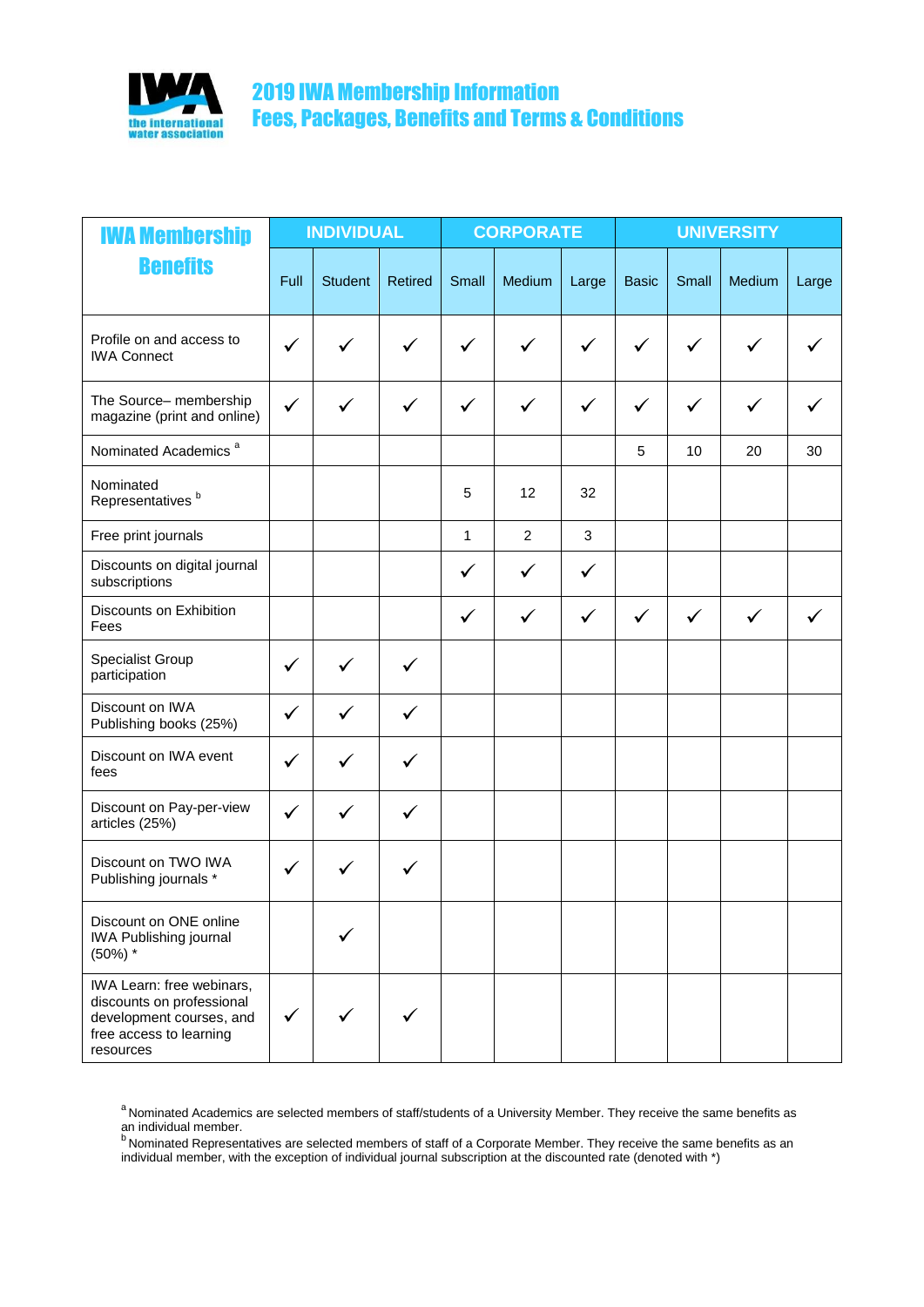# 2019 IWA Membership Information
## Fees, Packages, Benefits and Terms & Conditions

| IWA Membership Benefits | INDIVIDUAL | | | CORPORATE | | | UNIVERSITY | | | |
|---|---|---|---|---|---|---|---|---|---|---|
| | Full | Student | Retired | Small | Medium | Large | Basic | Small | Medium | Large |
| Profile on and access to IWA Connect | ✓ | ✓ | ✓ | ✓ | ✓ | ✓ | ✓ | ✓ | ✓ | ✓ |
| The Source– membership magazine (print and online) | ✓ | ✓ | ✓ | ✓ | ✓ | ✓ | ✓ | ✓ | ✓ | ✓ |
| Nominated Academics [a] | | | | | | | 5 | 10 | 20 | 30 |
| Nominated Representatives [b] | | | | 5 | 12 | 32 | | | | |
| Free print journals | | | | 1 | 2 | 3 | | | | |
| Discounts on digital journal subscriptions | | | | ✓ | ✓ | ✓ | | | | |
| Discounts on Exhibition Fees | | | | ✓ | ✓ | ✓ | ✓ | ✓ | ✓ | ✓ |
| Specialist Group participation | ✓ | ✓ | ✓ | | | | | | | |
| Discount on IWA Publishing books (25%) | ✓ | ✓ | ✓ | | | | | | | |
| Discount on IWA event fees | ✓ | ✓ | ✓ | | | | | | | |
| Discount on Pay-per-view articles (25%) | ✓ | ✓ | ✓ | | | | | | | |
| Discount on TWO IWA Publishing journals * | ✓ | ✓ | ✓ | | | | | | | |
| Discount on ONE online IWA Publishing journal (50%) * | | ✓ | | | | | | | | |
| IWA Learn: free webinars, discounts on professional development courses, and free access to learning resources | ✓ | ✓ | ✓ | | | | | | | |

[a] Nominated Academics are selected members of staff/students of a University Member. They receive the same benefits as an individual member.

[b] Nominated Representatives are selected members of staff of a Corporate Member. They receive the same benefits as an individual member, with the exception of individual journal subscription at the discounted rate (denoted with *)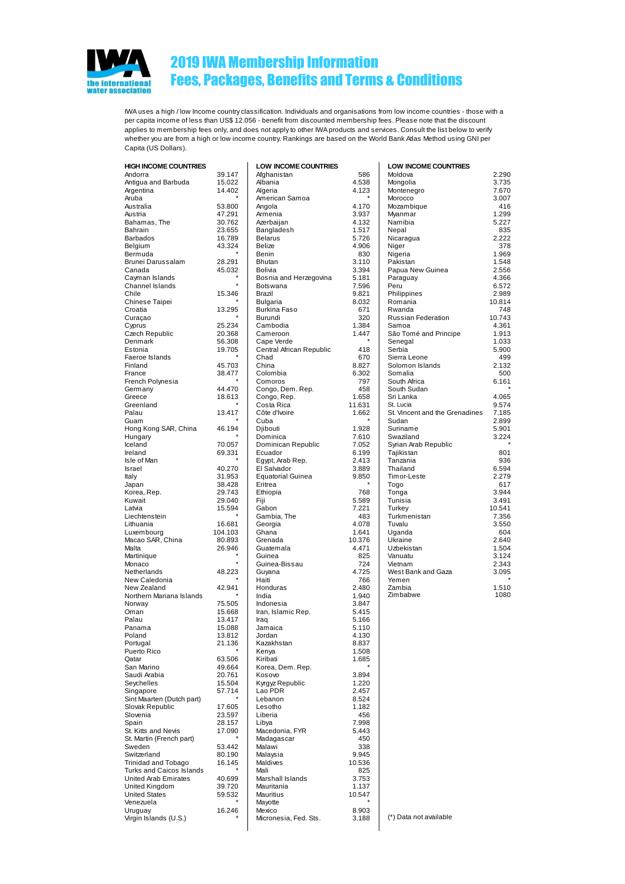# 2019 IWA Membership Information
## Fees, Packages, Benefits and Terms & Conditions

IWA uses a high / low Income country classification. Individuals and organisations from low income countries - those with a per capita income of less than US$ 12.056 - benefit from discounted membership fees. Please note that the discount applies to membership fees only, and does not apply to other IWA products and services. Consult the list below to verify whether you are from a high or low income country. Rankings are based on the World Bank Atlas Method using GNI per Capita (US Dollars).

| HIGH INCOME COUNTRIES | |
|---|---|
| Andorra | 39.147 |
| Antigua and Barbuda | 15.022 |
| Argentina | 14.402 |
| Aruba | * |
| Australia | 53.800 |
| Austria | 47.291 |
| Bahamas, The | 30.762 |
| Bahrain | 23.655 |
| Barbados | 16.789 |
| Belgium | 43.324 |
| Bermuda | * |
| Brunei Darussalam | 28.291 |
| Canada | 45.032 |
| Cayman Islands | * |
| Channel Islands | * |
| Chile | 15.346 |
| Chinese Taipei | * |
| Croatia | 13.295 |
| Curaçao | * |
| Cyprus | 25.234 |
| Czech Republic | 20.368 |
| Denmark | 56.308 |
| Estonia | 19.705 |
| Faeroe Islands | * |
| Finland | 45.703 |
| France | 38.477 |
| French Polynesia | * |
| Germany | 44.470 |
| Greece | 18.613 |
| Greenland | * |
| Palau | 13.417 |
| Guam | * |
| Hong Kong SAR, China | 46.194 |
| Hungary | * |
| Iceland | 70.057 |
| Ireland | 69.331 |
| Isle of Man | * |
| Israel | 40.270 |
| Italy | 31.953 |
| Japan | 38.428 |
| Korea, Rep. | 29.743 |
| Kuwait | 29.040 |
| Latvia | 15.594 |
| Liechtenstein | * |
| Lithuania | 16.681 |
| Luxembourg | 104.103 |
| Macao SAR, China | 80.893 |
| Malta | 26.946 |
| Martinique | * |
| Monaco | * |
| Netherlands | 48.223 |
| New Caledonia | * |
| New Zealand | 42.941 |
| Northern Mariana Islands | * |
| Norway | 75.505 |
| Oman | 15.668 |
| Palau | 13.417 |
| Panama | 15.088 |
| Poland | 13.812 |
| Portugal | 21.136 |
| Puerto Rico | * |
| Qatar | 63.506 |
| San Marino | 49.664 |
| Saudi Arabia | 20.761 |
| Seychelles | 15.504 |
| Singapore | 57.714 |
| Sint Maarten (Dutch part) | * |
| Slovak Republic | 17.605 |
| Slovenia | 23.597 |
| Spain | 28.157 |
| St. Kitts and Nevis | 17.090 |
| St. Martin (French part) | * |
| Sweden | 53.442 |
| Switzerland | 80.190 |
| Trinidad and Tobago | 16.145 |
| Turks and Caicos Islands | * |
| United Arab Emirates | 40.699 |
| United Kingdom | 39.720 |
| United States | 59.532 |
| Venezuela | * |
| Uruguay | 16.246 |
| Virgin Islands (U.S.) | * |

| LOW INCOME COUNTRIES | |
|---|---|
| Afghanistan | 586 |
| Albania | 4.538 |
| Algeria | 4.123 |
| American Samoa | * |
| Angola | 4.170 |
| Armenia | 3.937 |
| Azerbaijan | 4.132 |
| Bangladesh | 1.517 |
| Belarus | 5.726 |
| Belize | 4.906 |
| Benin | 830 |
| Bhutan | 3.110 |
| Bolivia | 3.394 |
| Bosnia and Herzegovina | 5.181 |
| Botswana | 7.596 |
| Brazil | 9.821 |
| Bulgaria | 8.032 |
| Burkina Faso | 671 |
| Burundi | 320 |
| Cambodia | 1.384 |
| Cameroon | 1.447 |
| Cape Verde | * |
| Central African Republic | 418 |
| Chad | 670 |
| China | 8.827 |
| Colombia | 6.302 |
| Comoros | 797 |
| Congo, Dem. Rep. | 458 |
| Congo, Rep. | 1.658 |
| Costa Rica | 11.631 |
| Côte d'Ivoire | 1.662 |
| Cuba | * |
| Djibouti | 1.928 |
| Dominica | 7.610 |
| Dominican Republic | 7.052 |
| Ecuador | 6.199 |
| Egypt, Arab Rep. | 2.413 |
| El Salvador | 3.889 |
| Equatorial Guinea | 9.850 |
| Eritrea | * |
| Ethiopia | 768 |
| Fiji | 5.589 |
| Gabon | 7.221 |
| Gambia, The | 483 |
| Georgia | 4.078 |
| Ghana | 1.641 |
| Grenada | 10.376 |
| Guatemala | 4.471 |
| Guinea | 825 |
| Guinea-Bissau | 724 |
| Guyana | 4.725 |
| Haiti | 766 |
| Honduras | 2.480 |
| India | 1.940 |
| Indonesia | 3.847 |
| Iran, Islamic Rep. | 5.415 |
| Iraq | 5.166 |
| Jamaica | 5.110 |
| Jordan | 4.130 |
| Kazakhstan | 8.837 |
| Kenya | 1.508 |
| Kiribati | 1.685 |
| Korea, Dem. Rep. | * |
| Kosovo | 3.894 |
| Kyrgyz Republic | 1.220 |
| Lao PDR | 2.457 |
| Lebanon | 8.524 |
| Lesotho | 1.182 |
| Liberia | 456 |
| Libya | 7.998 |
| Macedonia, FYR | 5.443 |
| Madagascar | 450 |
| Malawi | 338 |
| Malaysia | 9.945 |
| Maldives | 10.536 |
| Mali | 825 |
| Marshall Islands | 3.753 |
| Mauritania | 1.137 |
| Mauritius | 10.547 |
| Mayotte | * |
| Mexico | 8.903 |
| Micronesia, Fed. Sts. | 3.188 |
| Moldova | 2.290 |
| Mongolia | 3.735 |
| Montenegro | 7.670 |
| Morocco | 3.007 |
| Mozambique | 416 |
| Myanmar | 1.299 |
| Namibia | 5.227 |
| Nepal | 835 |
| Nicaragua | 2.222 |
| Niger | 378 |
| Nigeria | 1.969 |
| Pakistan | 1.548 |
| Papua New Guinea | 2.556 |
| Paraguay | 4.366 |
| Peru | 6.572 |
| Philippines | 2.989 |
| Romania | 10.814 |
| Rwanda | 748 |
| Russian Federation | 10.743 |
| Samoa | 4.361 |
| São Tomé and Principe | 1.913 |
| Senegal | 1.033 |
| Serbia | 5.900 |
| Sierra Leone | 499 |
| Solomon Islands | 2.132 |
| Somalia | 500 |
| South Africa | 6.161 |
| South Sudan | * |
| Sri Lanka | 4.065 |
| St. Lucia | 9.574 |
| St. Vincent and the Grenadines | 7.185 |
| Sudan | 2.899 |
| Suriname | 5.901 |
| Swaziland | 3.224 |
| Syrian Arab Republic | * |
| Tajikistan | 801 |
| Tanzania | 936 |
| Thailand | 6.594 |
| Timor-Leste | 2.279 |
| Togo | 617 |
| Tonga | 3.944 |
| Tunisia | 3.491 |
| Turkey | 10.541 |
| Turkmenistan | 7.356 |
| Tuvalu | 3.550 |
| Uganda | 604 |
| Ukraine | 2.640 |
| Uzbekistan | 1.504 |
| Vanuatu | 3.124 |
| Vietnam | 2.343 |
| West Bank and Gaza | 3.095 |
| Yemen | * |
| Zambia | 1.510 |
| Zimbabwe | 1080 |

(*) Data not available